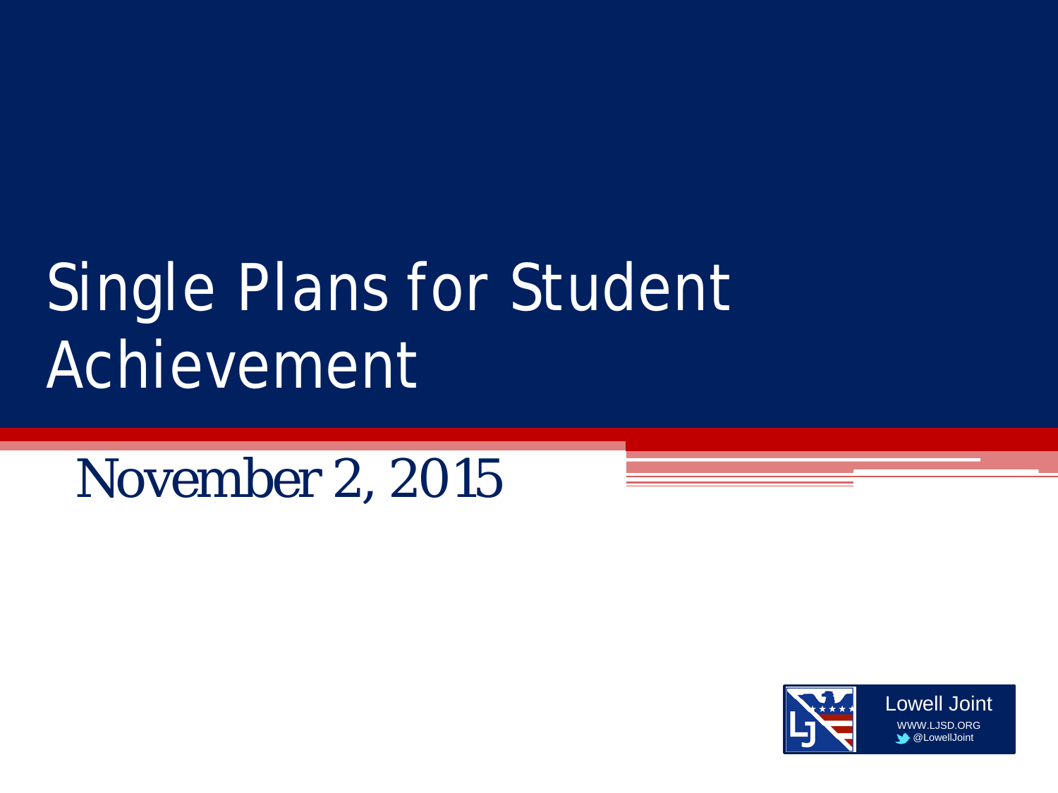# Single Plans for Student Achievement

November 2, 2015

Lowell Joint
WWW.LJSD.ORG
@LowellJoint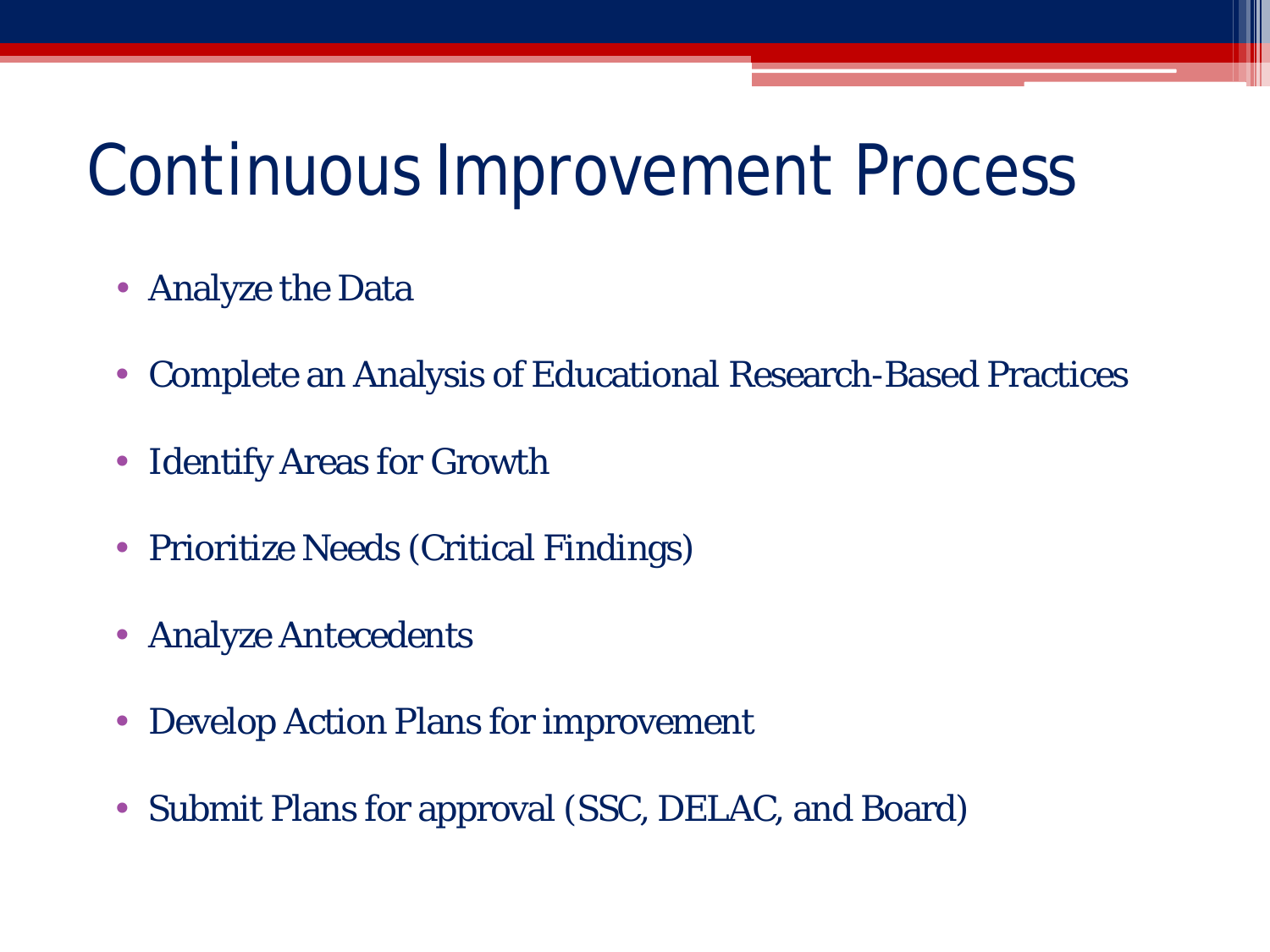# Continuous Improvement Process

- Analyze the Data
- Complete an Analysis of Educational Research-Based Practices
- Identify Areas for Growth
- Prioritize Needs (Critical Findings)
- Analyze Antecedents
- Develop Action Plans for improvement
- Submit Plans for approval (SSC, DELAC, and Board)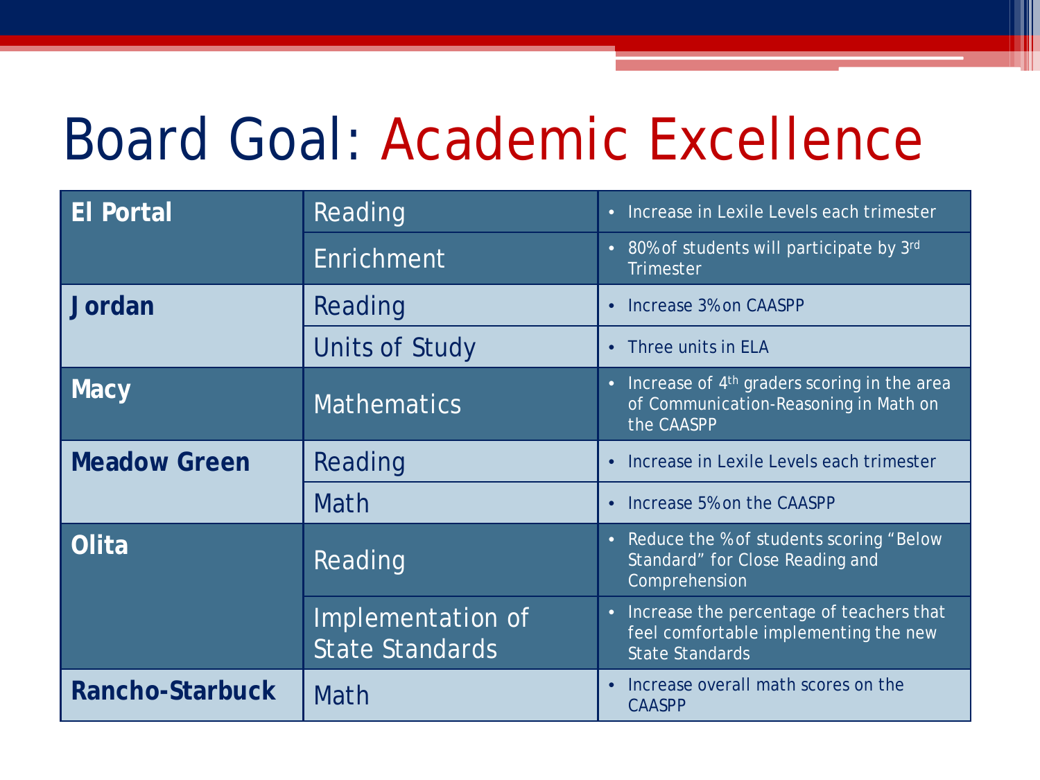# Board Goal: Academic Excellence

| School | Area | Goal |
|---|---|---|
| **El Portal** | Reading | • Increase in Lexile Levels each trimester |
| | Enrichment | • 80% of students will participate by 3rd Trimester |
| **Jordan** | Reading | • Increase 3% on CAASPP |
| | Units of Study | • Three units in ELA |
| **Macy** | Mathematics | • Increase of 4th graders scoring in the area of Communication-Reasoning in Math on the CAASPP |
| **Meadow Green** | Reading | • Increase in Lexile Levels each trimester |
| | Math | • Increase 5% on the CAASPP |
| **Olita** | Reading | • Reduce the % of students scoring "Below Standard" for Close Reading and Comprehension |
| | Implementation of State Standards | • Increase the percentage of teachers that feel comfortable implementing the new State Standards |
| **Rancho-Starbuck** | Math | • Increase overall math scores on the CAASPP |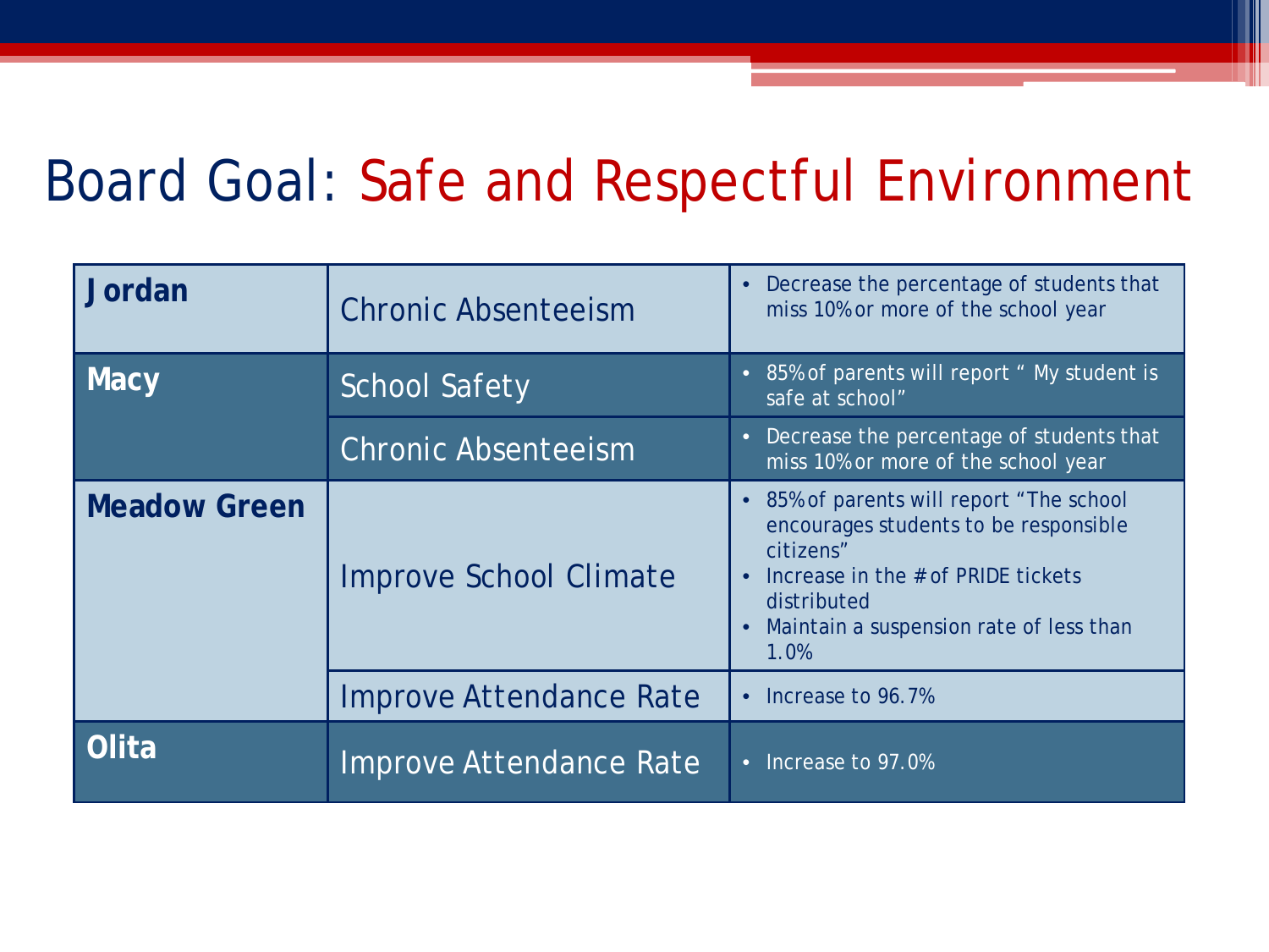# Board Goal: Safe and Respectful Environment

| School | Area | Goal |
|---|---|---|
| **Jordan** | Chronic Absenteeism | • Decrease the percentage of students that miss 10% or more of the school year |
| **Macy** | School Safety | • 85% of parents will report " My student is safe at school" |
| | Chronic Absenteeism | • Decrease the percentage of students that miss 10% or more of the school year |
| **Meadow Green** | Improve School Climate | • 85% of parents will report "The school encourages students to be responsible citizens"<br>• Increase in the # of PRIDE tickets distributed<br>• Maintain a suspension rate of less than 1.0% |
| | Improve Attendance Rate | • Increase to 96.7% |
| **Olita** | Improve Attendance Rate | • Increase to 97.0% |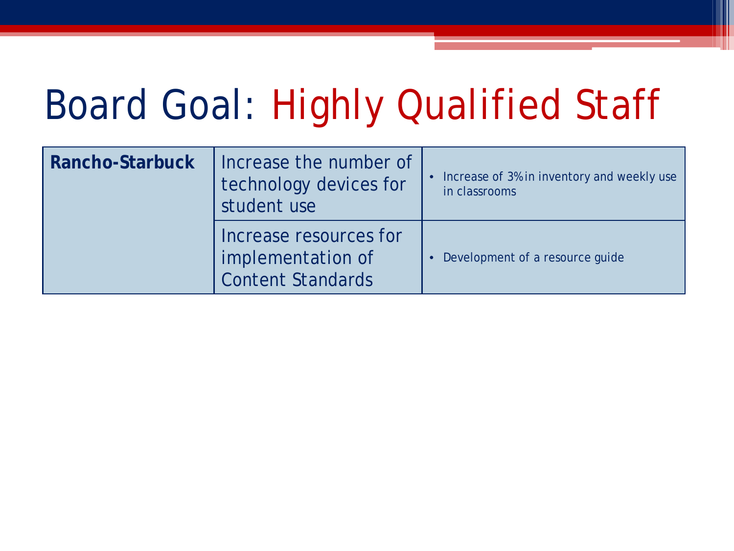# Board Goal: Highly Qualified Staff

| | | |
|---|---|---|
| **Rancho-Starbuck** | Increase the number of technology devices for student use | • Increase of 3% in inventory and weekly use in classrooms |
| | Increase resources for implementation of Content Standards | • Development of a resource guide |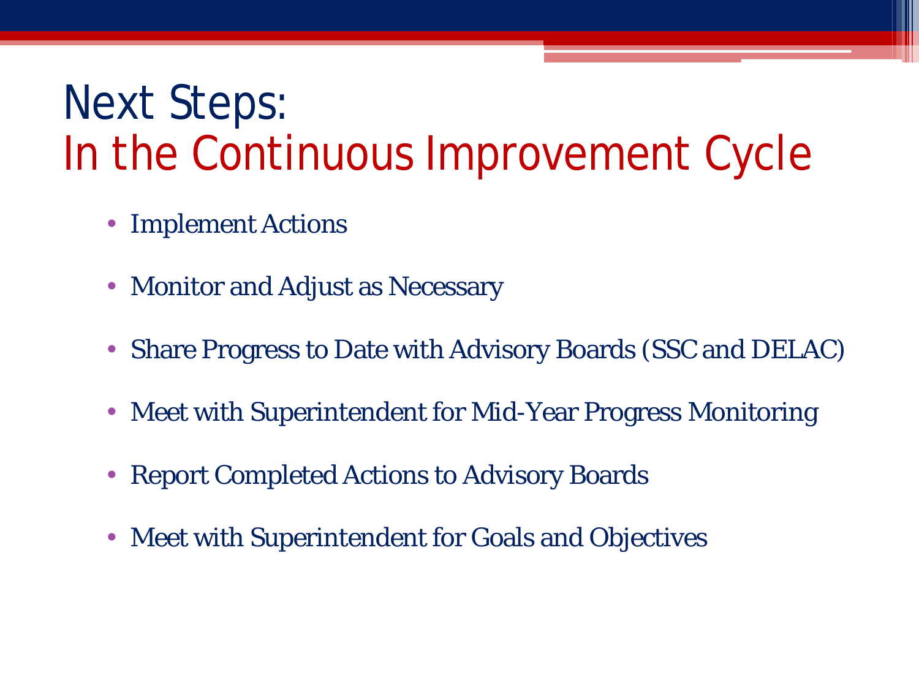# Next Steps:
## In the Continuous Improvement Cycle

- Implement Actions
- Monitor and Adjust as Necessary
- Share Progress to Date with Advisory Boards (SSC and DELAC)
- Meet with Superintendent for Mid-Year Progress Monitoring
- Report Completed Actions to Advisory Boards
- Meet with Superintendent for Goals and Objectives